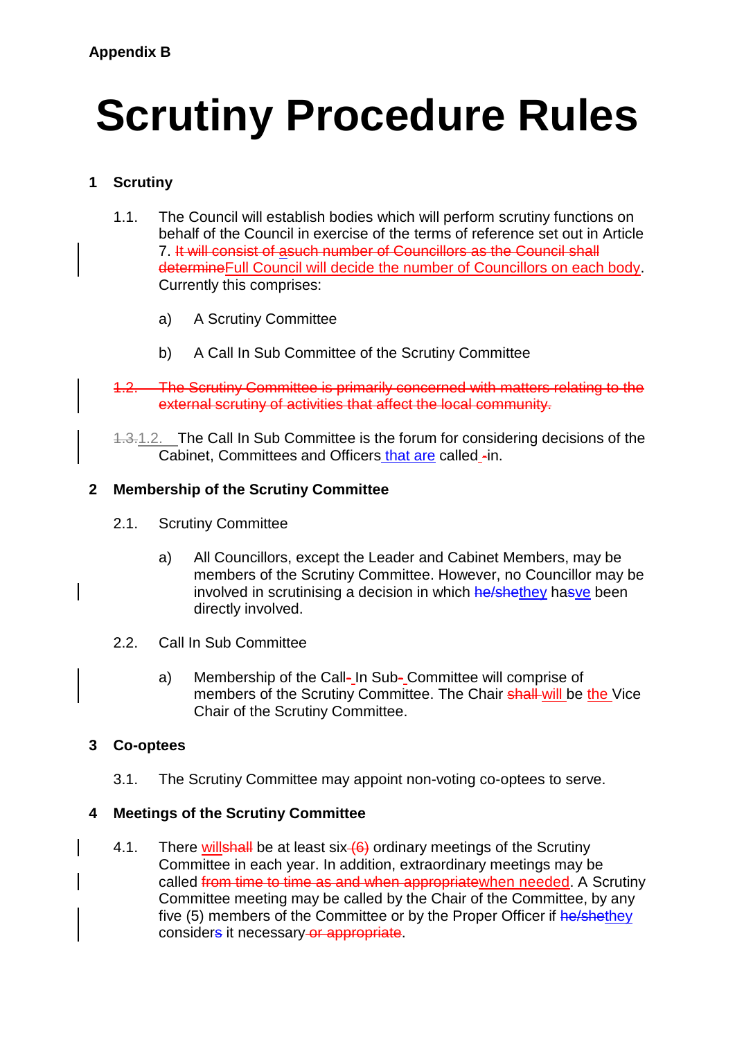**Appendix B**

# Scrutiny Procedure Rules

## 1 Scrutiny

1.1. The Council will establish bodies which will perform scrutiny functions on behalf of the Council in exercise of the terms of reference set out in Article 7. ~~It will consist of asuch number of Councillors as the Council shall determine~~Full Council will decide the number of Councillors on each body. Currently this comprises:

a) A Scrutiny Committee

b) A Call In Sub Committee of the Scrutiny Committee

~~1.2. The Scrutiny Committee is primarily concerned with matters relating to the external scrutiny of activities that affect the local community.~~

~~1.3.~~1.2. The Call In Sub Committee is the forum for considering decisions of the Cabinet, Committees and Officers that are called ~~-~~in.

## 2 Membership of the Scrutiny Committee

2.1. Scrutiny Committee

a) All Councillors, except the Leader and Cabinet Members, may be members of the Scrutiny Committee. However, no Councillor may be involved in scrutinising a decision in which ~~he/she~~they ha~~s~~ve been directly involved.

2.2. Call In Sub Committee

a) Membership of the Call~~-~~ In Sub~~-~~ Committee will comprise of members of the Scrutiny Committee. The Chair ~~shall~~ will be the Vice Chair of the Scrutiny Committee.

## 3 Co-optees

3.1. The Scrutiny Committee may appoint non-voting co-optees to serve.

## 4 Meetings of the Scrutiny Committee

4.1. There will~~shall~~ be at least six ~~(6)~~ ordinary meetings of the Scrutiny Committee in each year. In addition, extraordinary meetings may be called ~~from time to time as and when appropriate~~when needed. A Scrutiny Committee meeting may be called by the Chair of the Committee, by any five (5) members of the Committee or by the Proper Officer if ~~he/she~~they consider~~s~~ it necessary ~~or appropriate~~.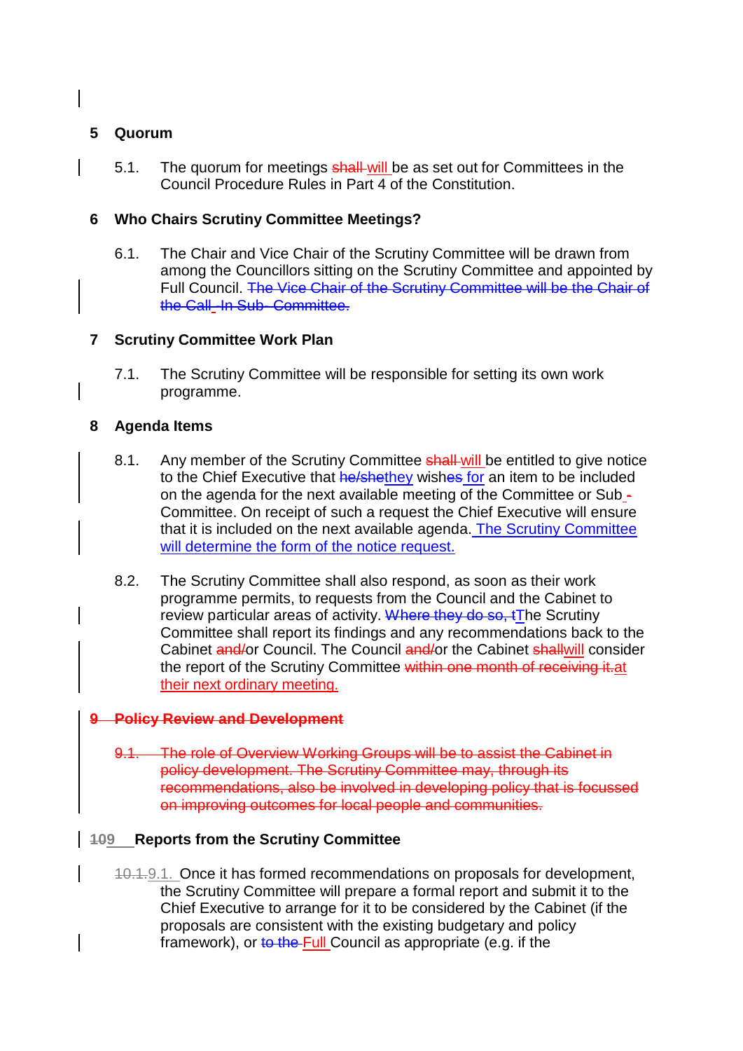## 5 Quorum

5.1. The quorum for meetings ~~shall~~ will be as set out for Committees in the Council Procedure Rules in Part 4 of the Constitution.

## 6 Who Chairs Scrutiny Committee Meetings?

6.1. The Chair and Vice Chair of the Scrutiny Committee will be drawn from among the Councillors sitting on the Scrutiny Committee and appointed by Full Council. ~~The Vice Chair of the Scrutiny Committee will be the Chair of the Call-In Sub-Committee.~~

## 7 Scrutiny Committee Work Plan

7.1. The Scrutiny Committee will be responsible for setting its own work programme.

## 8 Agenda Items

8.1. Any member of the Scrutiny Committee ~~shall~~ will be entitled to give notice to the Chief Executive that ~~he/she~~they wish~~es~~ for an item to be included on the agenda for the next available meeting of the Committee or Sub~~-~~ Committee. On receipt of such a request the Chief Executive will ensure that it is included on the next available agenda. The Scrutiny Committee will determine the form of the notice request.

8.2. The Scrutiny Committee shall also respond, as soon as their work programme permits, to requests from the Council and the Cabinet to review particular areas of activity. ~~Where they do so, t~~The Scrutiny Committee shall report its findings and any recommendations back to the Cabinet ~~and/~~or Council. The Council ~~and/~~or the Cabinet ~~shall~~will consider the report of the Scrutiny Committee ~~within one month of receiving it.~~at their next ordinary meeting.

## ~~9 Policy Review and Development~~

~~9.1. The role of Overview Working Groups will be to assist the Cabinet in policy development. The Scrutiny Committee may, through its recommendations, also be involved in developing policy that is focussed on improving outcomes for local people and communities.~~

## ~~10~~9 Reports from the Scrutiny Committee

~~10.1.~~9.1. Once it has formed recommendations on proposals for development, the Scrutiny Committee will prepare a formal report and submit it to the Chief Executive to arrange for it to be considered by the Cabinet (if the proposals are consistent with the existing budgetary and policy framework), or ~~to the~~ Full Council as appropriate (e.g. if the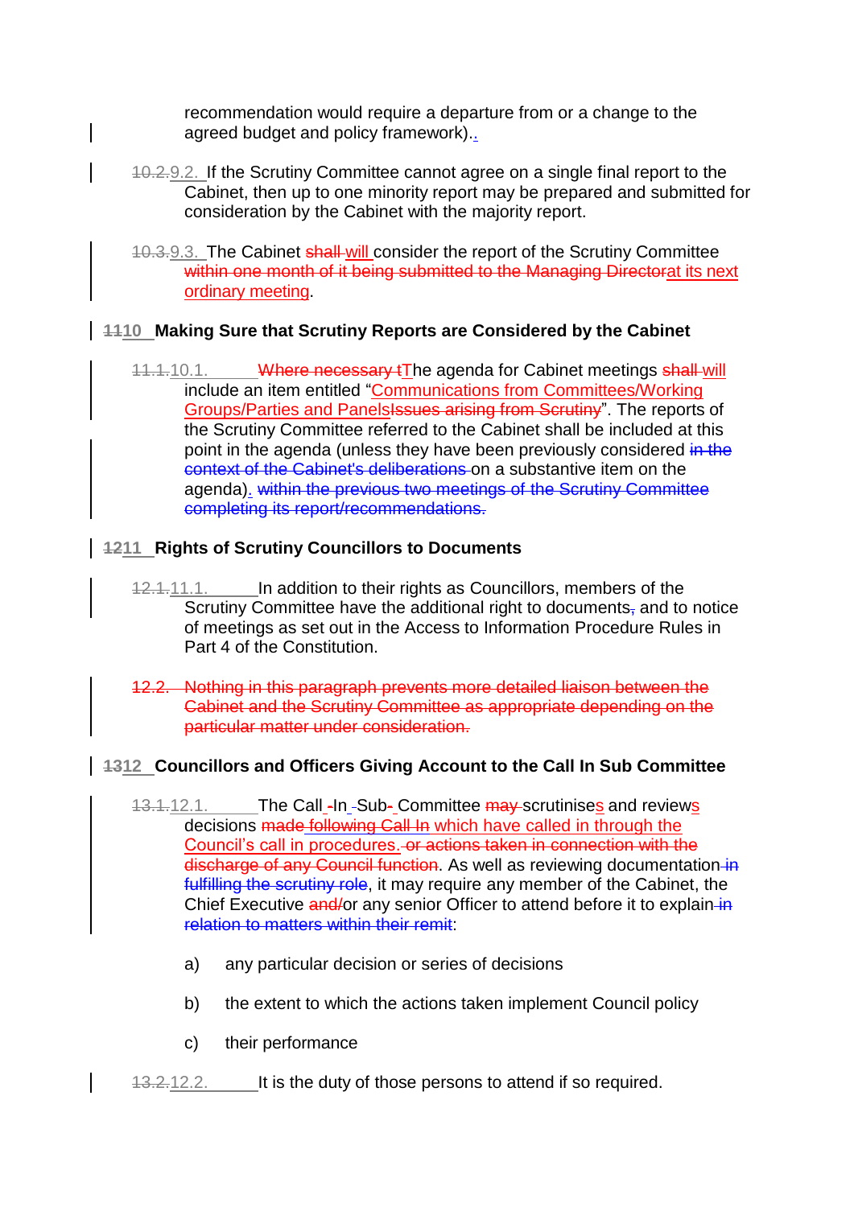recommendation would require a departure from or a change to the agreed budget and policy framework)..

10.2.9.2. If the Scrutiny Committee cannot agree on a single final report to the Cabinet, then up to one minority report may be prepared and submitted for consideration by the Cabinet with the majority report.

10.3.9.3. The Cabinet shall will consider the report of the Scrutiny Committee within one month of it being submitted to the Managing Directorat its next ordinary meeting.

**1110 Making Sure that Scrutiny Reports are Considered by the Cabinet**

11.1.10.1. Where necessary tThe agenda for Cabinet meetings shall will include an item entitled "Communications from Committees/Working Groups/Parties and PanelsIssues arising from Scrutiny". The reports of the Scrutiny Committee referred to the Cabinet shall be included at this point in the agenda (unless they have been previously considered in the context of the Cabinet's deliberations on a substantive item on the agenda). within the previous two meetings of the Scrutiny Committee completing its report/recommendations.

**1211 Rights of Scrutiny Councillors to Documents**

12.1.11.1. In addition to their rights as Councillors, members of the Scrutiny Committee have the additional right to documents, and to notice of meetings as set out in the Access to Information Procedure Rules in Part 4 of the Constitution.

12.2. Nothing in this paragraph prevents more detailed liaison between the Cabinet and the Scrutiny Committee as appropriate depending on the particular matter under consideration.

**1312 Councillors and Officers Giving Account to the Call In Sub Committee**

13.1.12.1. The Call -In -Sub- Committee may scrutinises and reviews decisions made following Call In which have called in through the Council's call in procedures. or actions taken in connection with the discharge of any Council function. As well as reviewing documentation in fulfilling the scrutiny role, it may require any member of the Cabinet, the Chief Executive and/or any senior Officer to attend before it to explain in relation to matters within their remit:

a) any particular decision or series of decisions

b) the extent to which the actions taken implement Council policy

c) their performance

13.2.12.2. It is the duty of those persons to attend if so required.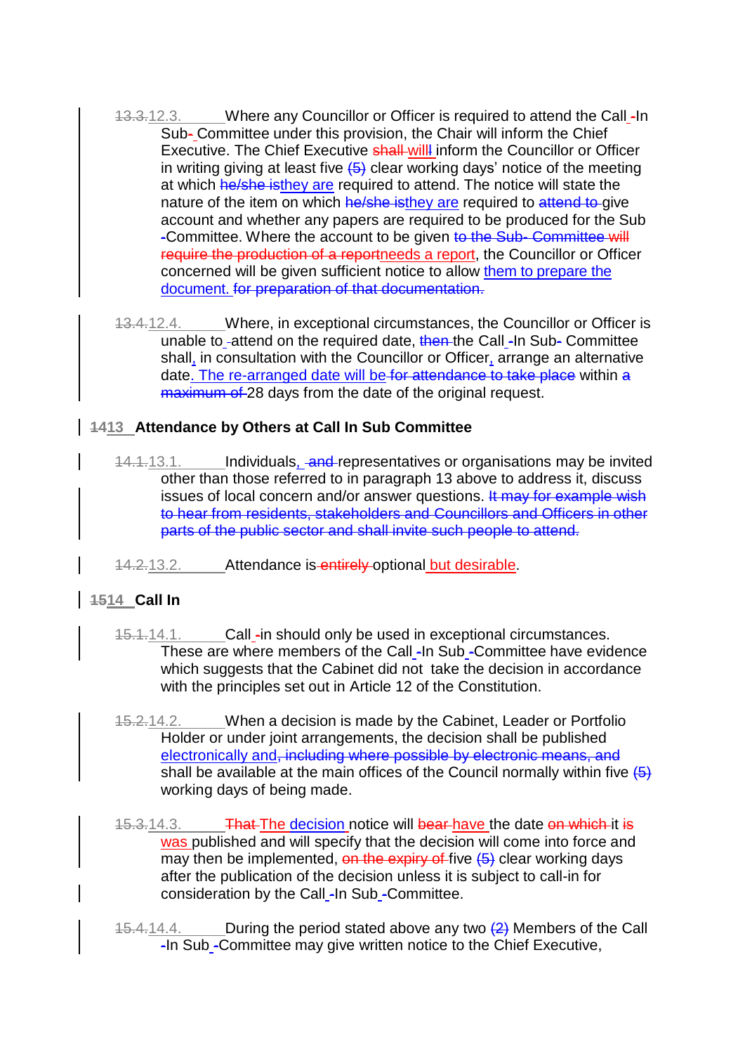~~13.3.~~12.3. Where any Councillor or Officer is required to attend the Call ~~-~~In Sub~~-~~ Committee under this provision, the Chair will inform the Chief Executive. The Chief Executive ~~shall~~ will inform the Councillor or Officer in writing giving at least five ~~(5)~~ clear working days' notice of the meeting at which ~~he/she is~~they are required to attend. The notice will state the nature of the item on which ~~he/she is~~they are required to ~~attend to~~ give account and whether any papers are required to be produced for the Sub ~~-~~Committee. Where the account to be given ~~to the Sub- Committee will require the production of a report~~needs a report, the Councillor or Officer concerned will be given sufficient notice to allow them to prepare the document. ~~for preparation of that documentation.~~

~~13.4.~~12.4. Where, in exceptional circumstances, the Councillor or Officer is unable to attend on the required date, ~~then~~ the Call ~~-~~In Sub~~-~~ Committee shall, in consultation with the Councillor or Officer, arrange an alternative date. The re-arranged date will be ~~for attendance to take place~~ within ~~a maximum of~~ 28 days from the date of the original request.

## ~~14~~13 Attendance by Others at Call In Sub Committee

~~14.1.~~13.1. Individuals, ~~and~~ representatives or organisations may be invited other than those referred to in paragraph 13 above to address it, discuss issues of local concern and/or answer questions. ~~It may for example wish to hear from residents, stakeholders and Councillors and Officers in other parts of the public sector and shall invite such people to attend.~~

~~14.2.~~13.2. Attendance is ~~entirely~~ optional but desirable.

## ~~15~~14 Call In

~~15.1.~~14.1. Call ~~-~~in should only be used in exceptional circumstances. These are where members of the Call ~~-~~In Sub ~~-~~Committee have evidence which suggests that the Cabinet did not take the decision in accordance with the principles set out in Article 12 of the Constitution.

~~15.2.~~14.2. When a decision is made by the Cabinet, Leader or Portfolio Holder or under joint arrangements, the decision shall be published electronically and~~, including where possible by electronic means, and~~ shall be available at the main offices of the Council normally within five ~~(5)~~ working days of being made.

~~15.3.~~14.3. ~~That~~ The decision notice will ~~bear~~ have the date ~~on which~~ it ~~is~~ was published and will specify that the decision will come into force and may then be implemented, ~~on the expiry of~~ five ~~(5)~~ clear working days after the publication of the decision unless it is subject to call-in for consideration by the Call ~~-~~In Sub ~~-~~Committee.

~~15.4.~~14.4. During the period stated above any two ~~(2)~~ Members of the Call ~~-~~In Sub ~~-~~Committee may give written notice to the Chief Executive,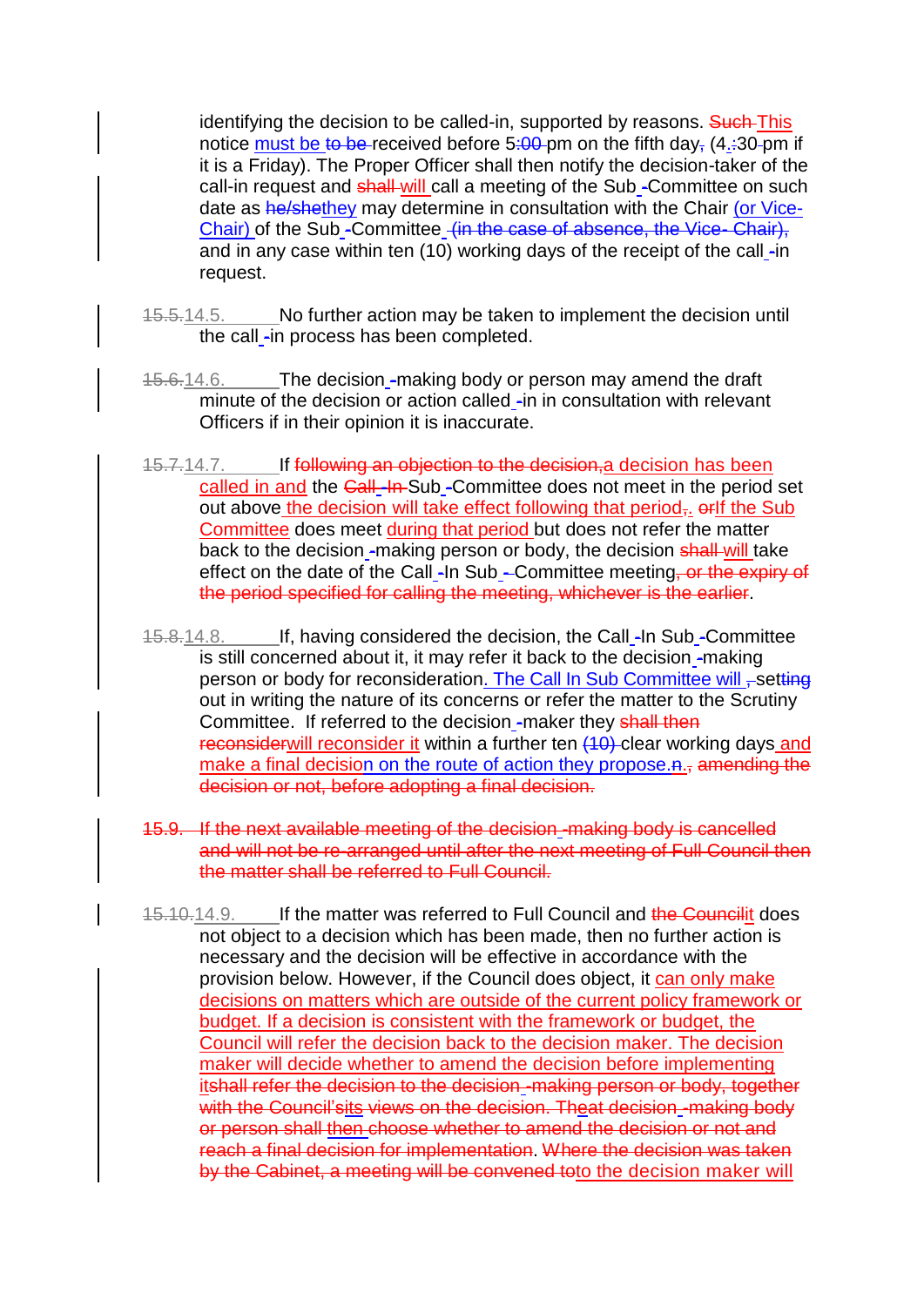identifying the decision to be called-in, supported by reasons. ~~Such~~ This notice must be ~~to be~~ received before 5~~:00~~ pm on the fifth day~~,~~ (4.~~:~~30 pm if it is a Friday). The Proper Officer shall then notify the decision-taker of the call-in request and ~~shall~~ will call a meeting of the Sub ~~-~~Committee on such date as ~~he/she~~they may determine in consultation with the Chair (or Vice-Chair) of the Sub ~~-~~Committee ~~(in the case of absence, the Vice- Chair),~~ and in any case within ten (10) working days of the receipt of the call ~~-~~in request.

~~15.5.~~14.5. No further action may be taken to implement the decision until the call ~~-~~in process has been completed.

~~15.6.~~14.6. The decision ~~-~~making body or person may amend the draft minute of the decision or action called ~~-~~in in consultation with relevant Officers if in their opinion it is inaccurate.

~~15.7.~~14.7. If ~~following an objection to the decision,~~a decision has been called in and the ~~Call -In~~ Sub ~~-~~Committee does not meet in the period set out above the decision will take effect following that period~~,~~. ~~or~~If the Sub Committee does meet during that period but does not refer the matter back to the decision ~~-~~making person or body, the decision ~~shall~~ will take effect on the date of the Call ~~-~~In Sub ~~-~~Committee meeting~~, or the expiry of the period specified for calling the meeting, whichever is the earlier~~.

~~15.8.~~14.8. If, having considered the decision, the Call ~~-~~In Sub ~~-~~Committee is still concerned about it, it may refer it back to the decision ~~-~~making person or body for reconsideration. The Call In Sub Committee will ~~,~~ set~~ting~~ out in writing the nature of its concerns or refer the matter to the Scrutiny Committee. If referred to the decision ~~-~~maker they ~~shall then reconsider~~will reconsider it within a further ten ~~(10)~~ clear working days and make a final decision on the route of action they propose.~~n.~~~~, amending the decision or not, before adopting a final decision.~~

~~15.9. If the next available meeting of the decision -making body is cancelled and will not be re-arranged until after the next meeting of Full Council then the matter shall be referred to Full Council.~~

~~15.10.~~14.9. If the matter was referred to Full Council and ~~the Council~~it does not object to a decision which has been made, then no further action is necessary and the decision will be effective in accordance with the provision below. However, if the Council does object, it can only make decisions on matters which are outside of the current policy framework or budget. If a decision is consistent with the framework or budget, the Council will refer the decision back to the decision maker. The decision maker will decide whether to amend the decision before implementing it~~shall refer the decision to the decision -making person or body, together with the Council's~~its ~~views on the decision. Th~~e~~at decision -making body or person shall~~ then ~~choose whether to amend the decision or not and reach a final decision for implementation. Where the decision was taken by the Cabinet, a meeting will be convened to~~to the decision maker will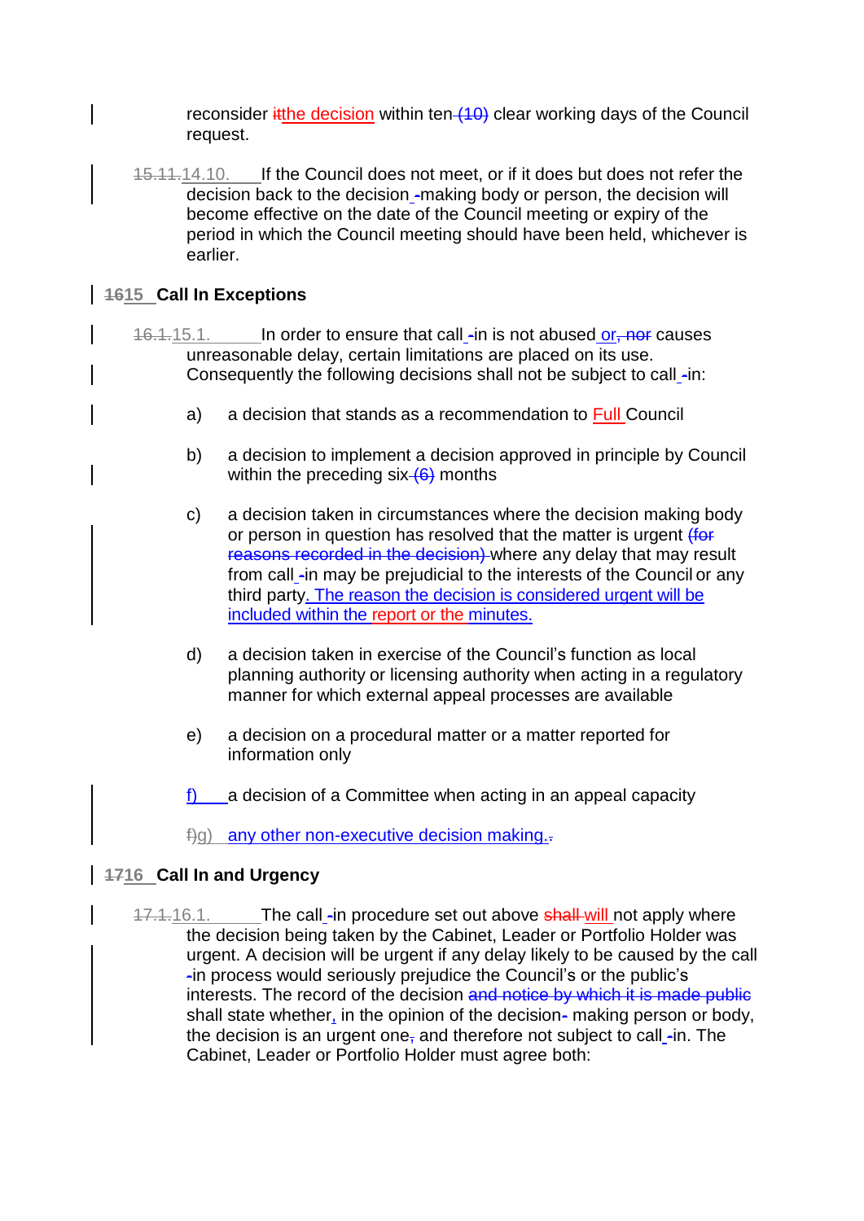reconsider ~~it~~the decision within ten~~ (10)~~ clear working days of the Council request.

~~15.11.~~14.10. If the Council does not meet, or if it does but does not refer the decision back to the decision ~~-~~making body or person, the decision will become effective on the date of the Council meeting or expiry of the period in which the Council meeting should have been held, whichever is earlier.

## ~~16~~15 Call In Exceptions

~~16.1.~~15.1. In order to ensure that call ~~-~~in is not abused or~~, nor~~ causes unreasonable delay, certain limitations are placed on its use. Consequently the following decisions shall not be subject to call ~~-~~in:

a) a decision that stands as a recommendation to Full Council

b) a decision to implement a decision approved in principle by Council within the preceding six~~ (6)~~ months

c) a decision taken in circumstances where the decision making body or person in question has resolved that the matter is urgent ~~(for reasons recorded in the decision)~~ where any delay that may result from call ~~-~~in may be prejudicial to the interests of the Council or any third party. The reason the decision is considered urgent will be included within the report or the minutes.

d) a decision taken in exercise of the Council's function as local planning authority or licensing authority when acting in a regulatory manner for which external appeal processes are available

e) a decision on a procedural matter or a matter reported for information only

f) a decision of a Committee when acting in an appeal capacity

~~f)~~g) any other non-executive decision making.~~.~~

## ~~17~~16 Call In and Urgency

~~17.1.~~16.1. The call ~~-~~in procedure set out above ~~shall~~ will not apply where the decision being taken by the Cabinet, Leader or Portfolio Holder was urgent. A decision will be urgent if any delay likely to be caused by the call ~~-~~in process would seriously prejudice the Council's or the public's interests. The record of the decision ~~and notice by which it is made public~~ shall state whether, in the opinion of the decision~~-~~ making person or body, the decision is an urgent one~~,~~ and therefore not subject to call ~~-~~in. The Cabinet, Leader or Portfolio Holder must agree both: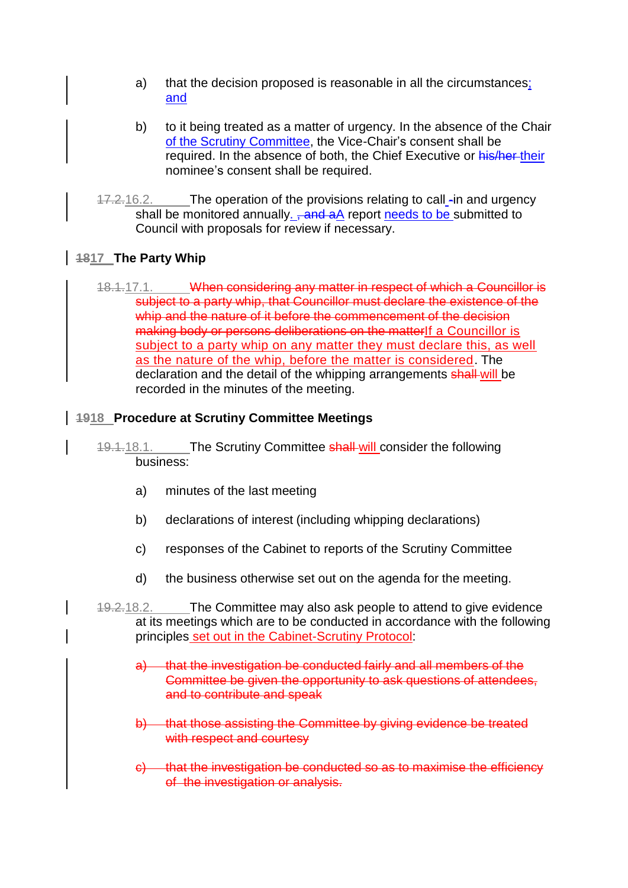a) that the decision proposed is reasonable in all the circumstances; and

b) to it being treated as a matter of urgency. In the absence of the Chair of the Scrutiny Committee, the Vice-Chair's consent shall be required. In the absence of both, the Chief Executive or ~~his/her~~ their nominee's consent shall be required.

~~17.2.~~16.2. The operation of the provisions relating to call ~~-~~in and urgency shall be monitored annually. ~~, and a~~A report needs to be submitted to Council with proposals for review if necessary.

## ~~18~~17 The Party Whip

~~18.1.~~17.1. ~~When considering any matter in respect of which a Councillor is subject to a party whip, that Councillor must declare the existence of the whip and the nature of it before the commencement of the decision making body or persons deliberations on the matter~~If a Councillor is subject to a party whip on any matter they must declare this, as well as the nature of the whip, before the matter is considered. The declaration and the detail of the whipping arrangements ~~shall~~ will be recorded in the minutes of the meeting.

## ~~19~~18 Procedure at Scrutiny Committee Meetings

~~19.1.~~18.1. The Scrutiny Committee ~~shall~~ will consider the following business:

a) minutes of the last meeting

b) declarations of interest (including whipping declarations)

c) responses of the Cabinet to reports of the Scrutiny Committee

d) the business otherwise set out on the agenda for the meeting.

~~19.2.~~18.2. The Committee may also ask people to attend to give evidence at its meetings which are to be conducted in accordance with the following principles set out in the Cabinet-Scrutiny Protocol:

~~a) that the investigation be conducted fairly and all members of the Committee be given the opportunity to ask questions of attendees, and to contribute and speak~~

~~b) that those assisting the Committee by giving evidence be treated with respect and courtesy~~

~~c) that the investigation be conducted so as to maximise the efficiency of the investigation or analysis.~~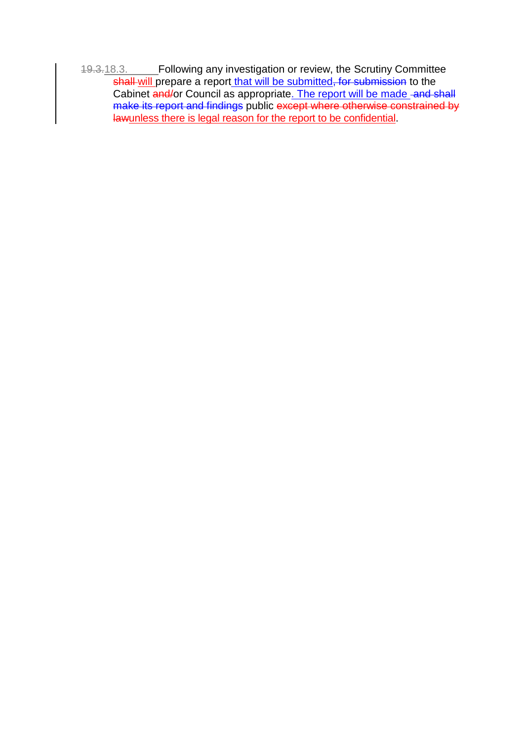19.3.18.3. Following any investigation or review, the Scrutiny Committee shall will prepare a report that will be submitted, for submission to the Cabinet and/or Council as appropriate. The report will be made and shall make its report and findings public except where otherwise constrained by lawunless there is legal reason for the report to be confidential.